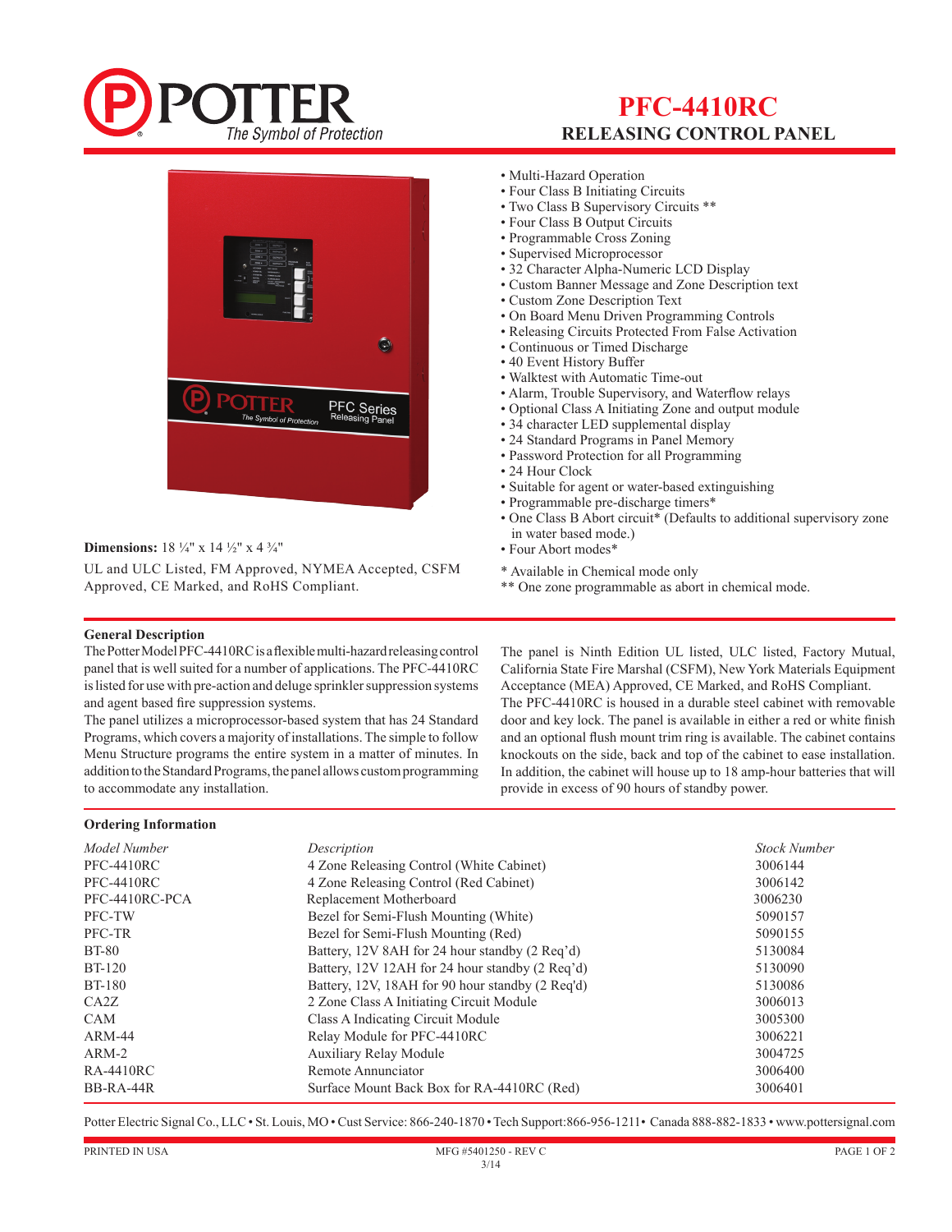# PFC-4410RC

## RELEASING CONTROL PANEL

- Multi-Hazard Operation
- Four Class B Initiating Circuits
- Two Class B Supervisory Circuits **
- Four Class B Output Circuits
- Programmable Cross Zoning
- Supervised Microprocessor
- 32 Character Alpha-Numeric LCD Display
- Custom Banner Message and Zone Description text
- Custom Zone Description Text
- On Board Menu Driven Programming Controls
- Releasing Circuits Protected From False Activation
- Continuous or Timed Discharge
- 40 Event History Buffer
- Walktest with Automatic Time-out
- Alarm, Trouble Supervisory, and Waterflow relays
- Optional Class A Initiating Zone and output module
- 34 character LED supplemental display
- 24 Standard Programs in Panel Memory
- Password Protection for all Programming
- 24 Hour Clock
- Suitable for agent or water-based extinguishing
- Programmable pre-discharge timers*
- One Class B Abort circuit* (Defaults to additional supervisory zone in water based mode.)
- Four Abort modes*

\* Available in Chemical mode only
** One zone programmable as abort in chemical mode.

**Dimensions:** 18 ¼" x 14 ½" x 4 ¾"

UL and ULC Listed, FM Approved, NYMEA Accepted, CSFM Approved, CE Marked, and RoHS Compliant.

### General Description

The Potter Model PFC-4410RC is a flexible multi-hazard releasing control panel that is well suited for a number of applications. The PFC-4410RC is listed for use with pre-action and deluge sprinkler suppression systems and agent based fire suppression systems.

The panel utilizes a microprocessor-based system that has 24 Standard Programs, which covers a majority of installations. The simple to follow Menu Structure programs the entire system in a matter of minutes. In addition to the Standard Programs, the panel allows custom programming to accommodate any installation.

The panel is Ninth Edition UL listed, ULC listed, Factory Mutual, California State Fire Marshal (CSFM), New York Materials Equipment Acceptance (MEA) Approved, CE Marked, and RoHS Compliant.

The PFC-4410RC is housed in a durable steel cabinet with removable door and key lock. The panel is available in either a red or white finish and an optional flush mount trim ring is available. The cabinet contains knockouts on the side, back and top of the cabinet to ease installation. In addition, the cabinet will house up to 18 amp-hour batteries that will provide in excess of 90 hours of standby power.

### Ordering Information

| *Model Number* | *Description* | *Stock Number* |
|---|---|---|
| PFC-4410RC | 4 Zone Releasing Control (White Cabinet) | 3006144 |
| PFC-4410RC | 4 Zone Releasing Control (Red Cabinet) | 3006142 |
| PFC-4410RC-PCA | Replacement Motherboard | 3006230 |
| PFC-TW | Bezel for Semi-Flush Mounting (White) | 5090157 |
| PFC-TR | Bezel for Semi-Flush Mounting (Red) | 5090155 |
| BT-80 | Battery, 12V 8AH for 24 hour standby (2 Req'd) | 5130084 |
| BT-120 | Battery, 12V 12AH for 24 hour standby (2 Req'd) | 5130090 |
| BT-180 | Battery, 12V, 18AH for 90 hour standby (2 Req'd) | 5130086 |
| CA2Z | 2 Zone Class A Initiating Circuit Module | 3006013 |
| CAM | Class A Indicating Circuit Module | 3005300 |
| ARM-44 | Relay Module for PFC-4410RC | 3006221 |
| ARM-2 | Auxiliary Relay Module | 3004725 |
| RA-4410RC | Remote Annunciator | 3006400 |
| BB-RA-44R | Surface Mount Back Box for RA-4410RC (Red) | 3006401 |

Potter Electric Signal Co., LLC • St. Louis, MO • Cust Service: 866-240-1870 • Tech Support:866-956-1211• Canada 888-882-1833 • www.pottersignal.com

PRINTED IN USA — MFG #5401250 - REV C 3/14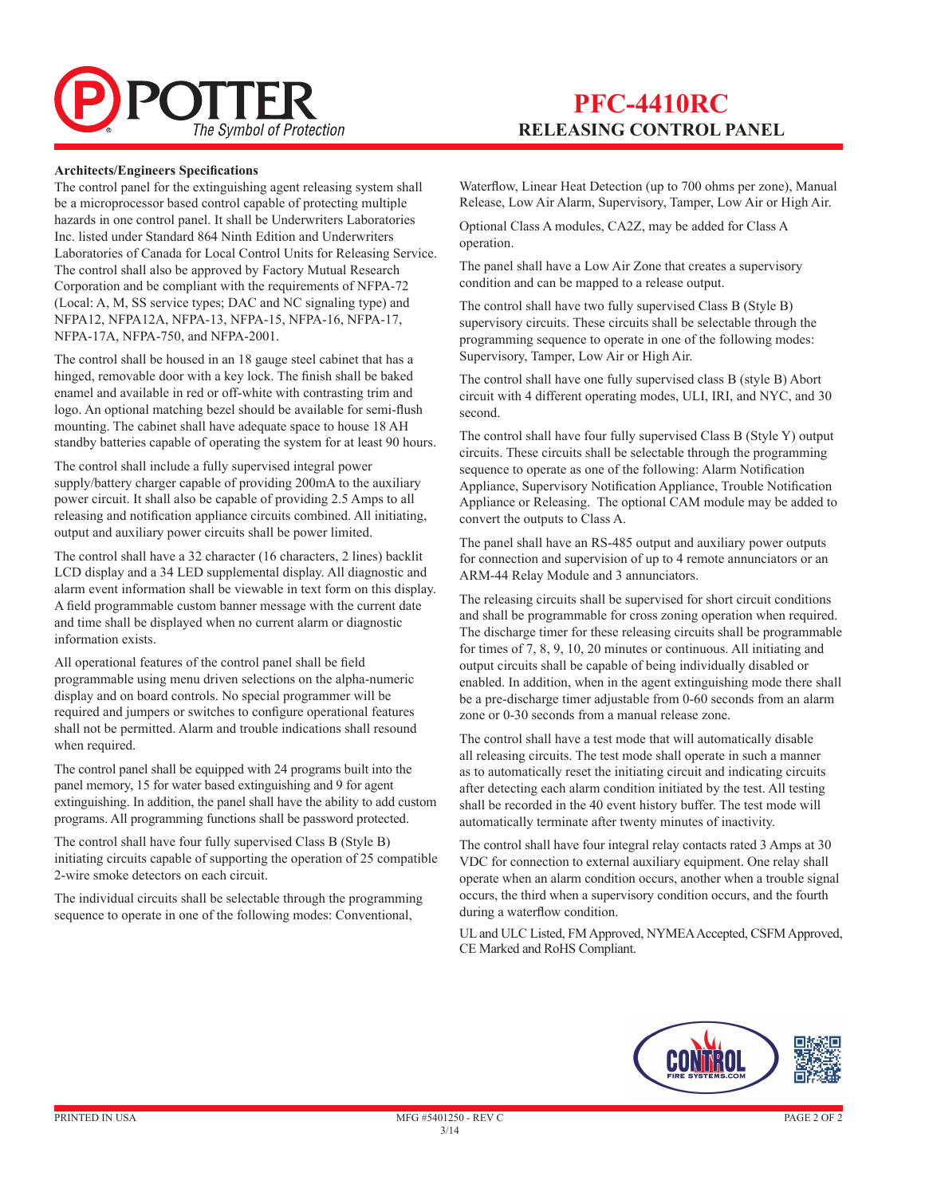# PFC-4410RC

## RELEASING CONTROL PANEL

**Architects/Engineers Specifications**

The control panel for the extinguishing agent releasing system shall be a microprocessor based control capable of protecting multiple hazards in one control panel. It shall be Underwriters Laboratories Inc. listed under Standard 864 Ninth Edition and Underwriters Laboratories of Canada for Local Control Units for Releasing Service. The control shall also be approved by Factory Mutual Research Corporation and be compliant with the requirements of NFPA-72 (Local: A, M, SS service types; DAC and NC signaling type) and NFPA12, NFPA12A, NFPA-13, NFPA-15, NFPA-16, NFPA-17, NFPA-17A, NFPA-750, and NFPA-2001.

The control shall be housed in an 18 gauge steel cabinet that has a hinged, removable door with a key lock. The finish shall be baked enamel and available in red or off-white with contrasting trim and logo. An optional matching bezel should be available for semi-flush mounting. The cabinet shall have adequate space to house 18 AH standby batteries capable of operating the system for at least 90 hours.

The control shall include a fully supervised integral power supply/battery charger capable of providing 200mA to the auxiliary power circuit. It shall also be capable of providing 2.5 Amps to all releasing and notification appliance circuits combined. All initiating, output and auxiliary power circuits shall be power limited.

The control shall have a 32 character (16 characters, 2 lines) backlit LCD display and a 34 LED supplemental display. All diagnostic and alarm event information shall be viewable in text form on this display. A field programmable custom banner message with the current date and time shall be displayed when no current alarm or diagnostic information exists.

All operational features of the control panel shall be field programmable using menu driven selections on the alpha-numeric display and on board controls. No special programmer will be required and jumpers or switches to configure operational features shall not be permitted. Alarm and trouble indications shall resound when required.

The control panel shall be equipped with 24 programs built into the panel memory, 15 for water based extinguishing and 9 for agent extinguishing. In addition, the panel shall have the ability to add custom programs. All programming functions shall be password protected.

The control shall have four fully supervised Class B (Style B) initiating circuits capable of supporting the operation of 25 compatible 2-wire smoke detectors on each circuit.

The individual circuits shall be selectable through the programming sequence to operate in one of the following modes: Conventional, Waterflow, Linear Heat Detection (up to 700 ohms per zone), Manual Release, Low Air Alarm, Supervisory, Tamper, Low Air or High Air.

Optional Class A modules, CA2Z, may be added for Class A operation.

The panel shall have a Low Air Zone that creates a supervisory condition and can be mapped to a release output.

The control shall have two fully supervised Class B (Style B) supervisory circuits. These circuits shall be selectable through the programming sequence to operate in one of the following modes: Supervisory, Tamper, Low Air or High Air.

The control shall have one fully supervised class B (style B) Abort circuit with 4 different operating modes, ULI, IRI, and NYC, and 30 second.

The control shall have four fully supervised Class B (Style Y) output circuits. These circuits shall be selectable through the programming sequence to operate as one of the following: Alarm Notification Appliance, Supervisory Notification Appliance, Trouble Notification Appliance or Releasing. The optional CAM module may be added to convert the outputs to Class A.

The panel shall have an RS-485 output and auxiliary power outputs for connection and supervision of up to 4 remote annunciators or an ARM-44 Relay Module and 3 annunciators.

The releasing circuits shall be supervised for short circuit conditions and shall be programmable for cross zoning operation when required. The discharge timer for these releasing circuits shall be programmable for times of 7, 8, 9, 10, 20 minutes or continuous. All initiating and output circuits shall be capable of being individually disabled or enabled. In addition, when in the agent extinguishing mode there shall be a pre-discharge timer adjustable from 0-60 seconds from an alarm zone or 0-30 seconds from a manual release zone.

The control shall have a test mode that will automatically disable all releasing circuits. The test mode shall operate in such a manner as to automatically reset the initiating circuit and indicating circuits after detecting each alarm condition initiated by the test. All testing shall be recorded in the 40 event history buffer. The test mode will automatically terminate after twenty minutes of inactivity.

The control shall have four integral relay contacts rated 3 Amps at 30 VDC for connection to external auxiliary equipment. One relay shall operate when an alarm condition occurs, another when a trouble signal occurs, the third when a supervisory condition occurs, and the fourth during a waterflow condition.

UL and ULC Listed, FM Approved, NYMEA Accepted, CSFM Approved, CE Marked and RoHS Compliant.

PRINTED IN USA

MFG #5401250 - REV C
3/14